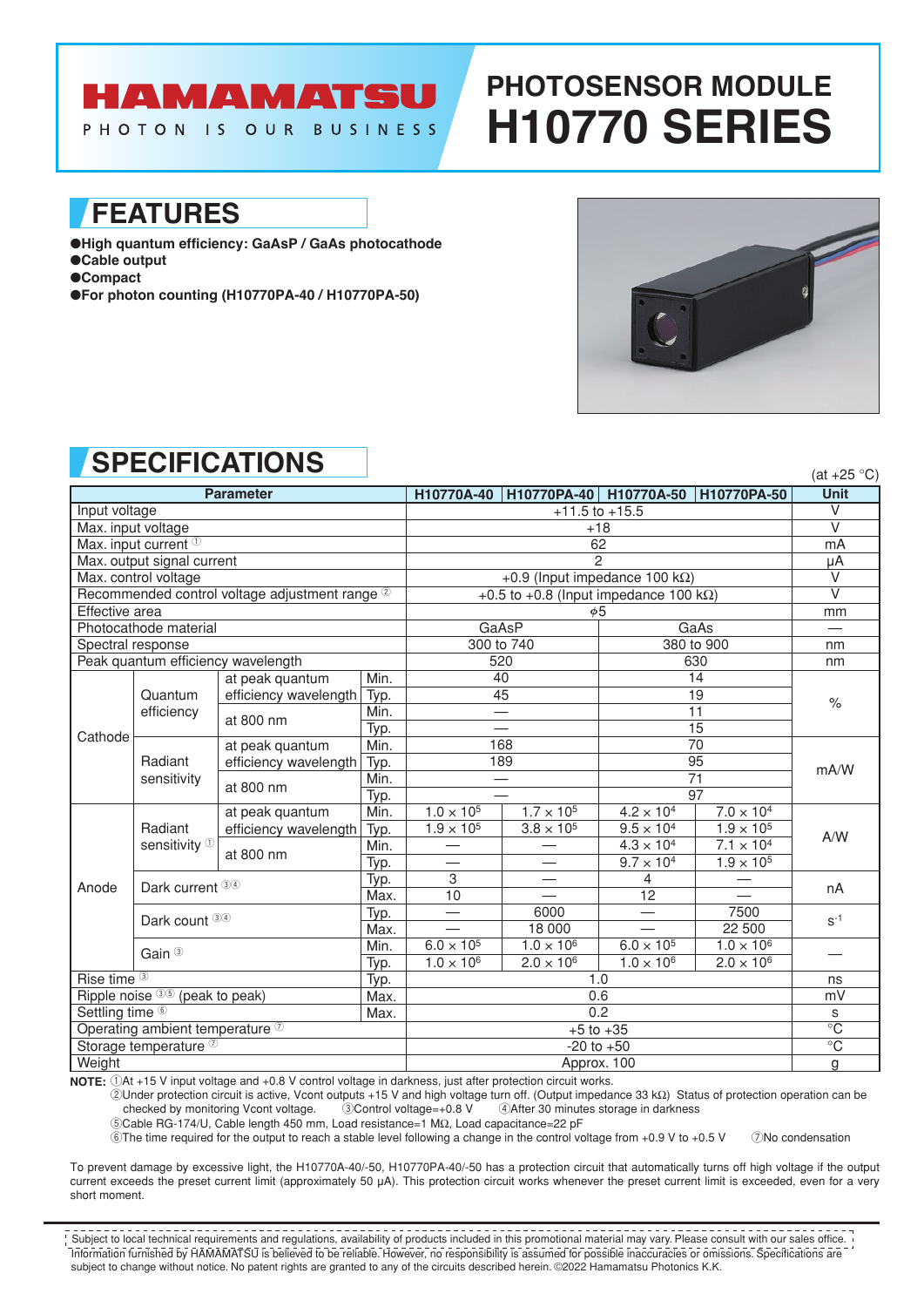HAMAMATSU

PHOTON IS OUR BUSINESS

# PHOTOSENSOR MODULE H10770 SERIES

## FEATURES

- High quantum efficiency: GaAsP / GaAs photocathode
- Cable output
- Compact
- For photon counting (H10770PA-40 / H10770PA-50)

## SPECIFICATIONS

(at +25 °C)

| Parameter | | | | H10770A-40 | H10770PA-40 | H10770A-50 | H10770PA-50 | Unit |
|---|---|---|---|---|---|---|---|---|
| Input voltage | | | | +11.5 to +15.5 | | | | V |
| Max. input voltage | | | | +18 | | | | V |
| Max. input current ① | | | | 62 | | | | mA |
| Max. output signal current | | | | 2 | | | | μA |
| Max. control voltage | | | | +0.9 (Input impedance 100 kΩ) | | | | V |
| Recommended control voltage adjustment range ② | | | | +0.5 to +0.8 (Input impedance 100 kΩ) | | | | V |
| Effective area | | | | $\phi$5 | | | | mm |
| Photocathode material | | | | GaAsP | | GaAs | | — |
| Spectral response | | | | 300 to 740 | | 380 to 900 | | nm |
| Peak quantum efficiency wavelength | | | | 520 | | 630 | | nm |
| Cathode | Quantum efficiency | at peak quantum efficiency wavelength | Min. | 40 | | 14 | | % |
| | | | Typ. | 45 | | 19 | | |
| | | at 800 nm | Min. | — | | 11 | | |
| | | | Typ. | — | | 15 | | |
| | Radiant sensitivity | at peak quantum efficiency wavelength | Min. | 168 | | 70 | | mA/W |
| | | | Typ. | 189 | | 95 | | |
| | | at 800 nm | Min. | — | | 71 | | |
| | | | Typ. | — | | 97 | | |
| Anode | Radiant sensitivity ① | at peak quantum efficiency wavelength | Min. | $1.0 \times 10^5$ | $1.7 \times 10^5$ | $4.2 \times 10^4$ | $7.0 \times 10^4$ | A/W |
| | | | Typ. | $1.9 \times 10^5$ | $3.8 \times 10^5$ | $9.5 \times 10^4$ | $1.9 \times 10^5$ | |
| | | at 800 nm | Min. | — | — | $4.3 \times 10^4$ | $7.1 \times 10^4$ | |
| | | | Typ. | — | — | $9.7 \times 10^4$ | $1.9 \times 10^5$ | |
| | Dark current ③④ | | Typ. | 3 | — | 4 | — | nA |
| | | | Max. | 10 | — | 12 | — | |
| | Dark count ③④ | | Typ. | — | 6000 | — | 7500 | $s^{-1}$ |
| | | | Max. | — | 18 000 | — | 22 500 | |
| | Gain ③ | | Min. | $6.0 \times 10^5$ | $1.0 \times 10^6$ | $6.0 \times 10^5$ | $1.0 \times 10^6$ | — |
| | | | Typ. | $1.0 \times 10^6$ | $2.0 \times 10^6$ | $1.0 \times 10^6$ | $2.0 \times 10^6$ | |
| Rise time ③ | | | Typ. | 1.0 | | | | ns |
| Ripple noise ③⑤ (peak to peak) | | | Max. | 0.6 | | | | mV |
| Settling time ⑥ | | | Max. | 0.2 | | | | s |
| Operating ambient temperature ⑦ | | | | +5 to +35 | | | | °C |
| Storage temperature ⑦ | | | | -20 to +50 | | | | °C |
| Weight | | | | Approx. 100 | | | | g |

**NOTE:** ①At +15 V input voltage and +0.8 V control voltage in darkness, just after protection circuit works.
②Under protection circuit is active, Vcont outputs +15 V and high voltage turn off. (Output impedance 33 kΩ) Status of protection operation can be checked by monitoring Vcont voltage. ③Control voltage=+0.8 V ④After 30 minutes storage in darkness
⑤Cable RG-174/U, Cable length 450 mm, Load resistance=1 MΩ, Load capacitance=22 pF
⑥The time required for the output to reach a stable level following a change in the control voltage from +0.9 V to +0.5 V ⑦No condensation

To prevent damage by excessive light, the H10770A-40/-50, H10770PA-40/-50 has a protection circuit that automatically turns off high voltage if the output current exceeds the preset current limit (approximately 50 μA). This protection circuit works whenever the preset current limit is exceeded, even for a very short moment.

Subject to local technical requirements and regulations, availability of products included in this promotional material may vary. Please consult with our sales office. Information furnished by HAMAMATSU is believed to be reliable. However, no responsibility is assumed for possible inaccuracies or omissions. Specifications are subject to change without notice. No patent rights are granted to any of the circuits described herein. ©2022 Hamamatsu Photonics K.K.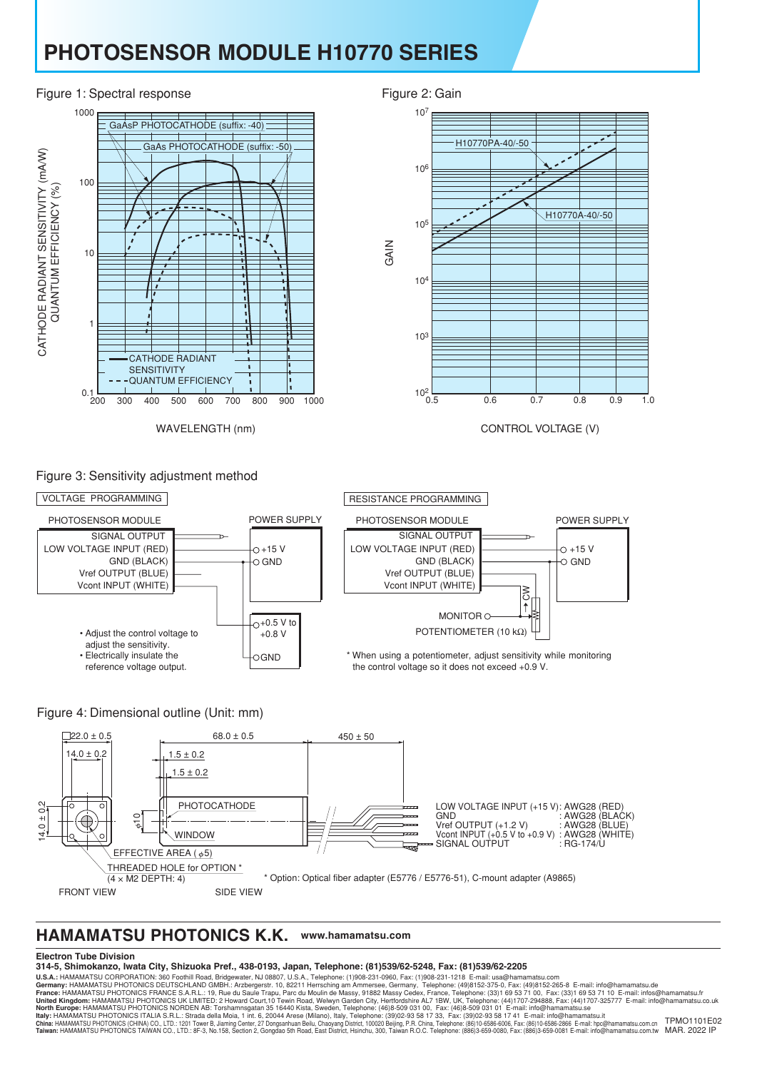# PHOTOSENSOR MODULE H10770 SERIES

Figure 1: Spectral response

GaAsP PHOTOCATHODE (suffix: -40)
GaAs PHOTOCATHODE (suffix: -50)
CATHODE RADIANT SENSITIVITY (mA/W)
QUANTUM EFFICIENCY (%)
1000
100
10
1
0.1
200 300 400 500 600 700 800 900 1000
CATHODE RADIANT SENSITIVITY
QUANTUM EFFICIENCY
WAVELENGTH (nm)

Figure 2: Gain

$10^7$
$10^6$
$10^5$
$10^4$
$10^3$
$10^2$
H10770PA-40/-50
H10770A-40/-50
GAIN
0.5 0.6 0.7 0.8 0.9 1.0
CONTROL VOLTAGE (V)

Figure 3: Sensitivity adjustment method

VOLTAGE PROGRAMMING

PHOTOSENSOR MODULE
SIGNAL OUTPUT
LOW VOLTAGE INPUT (RED)
GND (BLACK)
Vref OUTPUT (BLUE)
Vcont INPUT (WHITE)
POWER SUPPLY
+15 V
GND
+0.5 V to +0.8 V
GND

- Adjust the control voltage to adjust the sensitivity.
- Electrically insulate the reference voltage output.

RESISTANCE PROGRAMMING

PHOTOSENSOR MODULE
SIGNAL OUTPUT
LOW VOLTAGE INPUT (RED)
GND (BLACK)
Vref OUTPUT (BLUE)
Vcont INPUT (WHITE)
POWER SUPPLY
+15 V
GND
CW
MONITOR
POTENTIOMETER (10 kΩ)

* When using a potentiometer, adjust sensitivity while monitoring the control voltage so it does not exceed +0.9 V.

Figure 4: Dimensional outline (Unit: mm)

□22.0 ± 0.5
14.0 ± 0.2
14.0 ± 0.2
68.0 ± 0.5
450 ± 50
1.5 ± 0.2
1.5 ± 0.2
φ10
PHOTOCATHODE
WINDOW
EFFECTIVE AREA (φ5)
THREADED HOLE for OPTION *
(4 × M2 DEPTH: 4)
FRONT VIEW
SIDE VIEW

LOW VOLTAGE INPUT (+15 V): AWG28 (RED)
GND : AWG28 (BLACK)
Vref OUTPUT (+1.2 V) : AWG28 (BLUE)
Vcont INPUT (+0.5 V to +0.9 V) : AWG28 (WHITE)
SIGNAL OUTPUT : RG-174/U

* Option: Optical fiber adapter (E5776 / E5776-51), C-mount adapter (A9865)

## HAMAMATSU PHOTONICS K.K. www.hamamatsu.com

**Electron Tube Division**

**314-5, Shimokanzo, Iwata City, Shizuoka Pref., 438-0193, Japan, Telephone: (81)539/62-5248, Fax: (81)539/62-2205**

**U.S.A.:** HAMAMATSU CORPORATION: 360 Foothill Road, Bridgewater, NJ 08807, U.S.A., Telephone: (1)908-231-0960, Fax: (1)908-231-1218 E-mail: usa@hamamatsu.com
**Germany:** HAMAMATSU PHOTONICS DEUTSCHLAND GMBH.: Arzbergerstr. 10, 82211 Herrsching am Ammersee, Germany, Telephone: (49)8152-375-0, Fax: (49)8152-265-8 E-mail: info@hamamatsu.de
**France:** HAMAMATSU PHOTONICS FRANCE S.A.R.L.: 19, Rue du Saule Trapu, Parc du Moulin de Massy, 91882 Massy Cedex, France, Telephone: (33)1 69 53 71 00, Fax: (33)1 69 53 71 10 E-mail: infos@hamamatsu.fr
**United Kingdom:** HAMAMATSU PHOTONICS UK LIMITED: 2 Howard Court,10 Tewin Road, Welwyn Garden City, Hertfordshire AL7 1BW, UK, Telephone: (44)1707-294888, Fax: (44)1707-325777 E-mail: info@hamamatsu.co.uk
**North Europe:** HAMAMATSU PHOTONICS NORDEN AB: Torshamnsgatan 35 16440 Kista, Sweden, Telephone: (46)8-509 031 00, Fax: (46)8-509 031 01 E-mail: info@hamamatsu.se
**Italy:** HAMAMATSU PHOTONICS ITALIA S.R.L.: Strada della Moia, 1 int. 6, 20044 Arese (Milano), Italy, Telephone: (39)02-93 58 17 33, Fax: (39)02-93 58 17 41 E-mail: info@hamamatsu.it
**China:** HAMAMATSU PHOTONICS (CHINA) CO., LTD.: 1201 Tower B, Jiaming Center, 27 Dongsanhuan Beilu, Chaoyang District, 100020 Beijing, P.R. China, Telephone: (86)10-6586-6006, Fax: (86)10-6586-2866 E-mail: hpc@hamamatsu.com.cn
**Taiwan:** HAMAMATSU PHOTONICS TAIWAN CO., LTD.: 8F-3, No.158, Section 2, Gongdao 5th Road, East District, Hsinchu, 300, Taiwan R.O.C. Telephone: (886)3-659-0080, Fax: (886)3-659-0081 E-mail: info@hamamatsu.com.tw

TPMO1101E02
MAR. 2022 IP